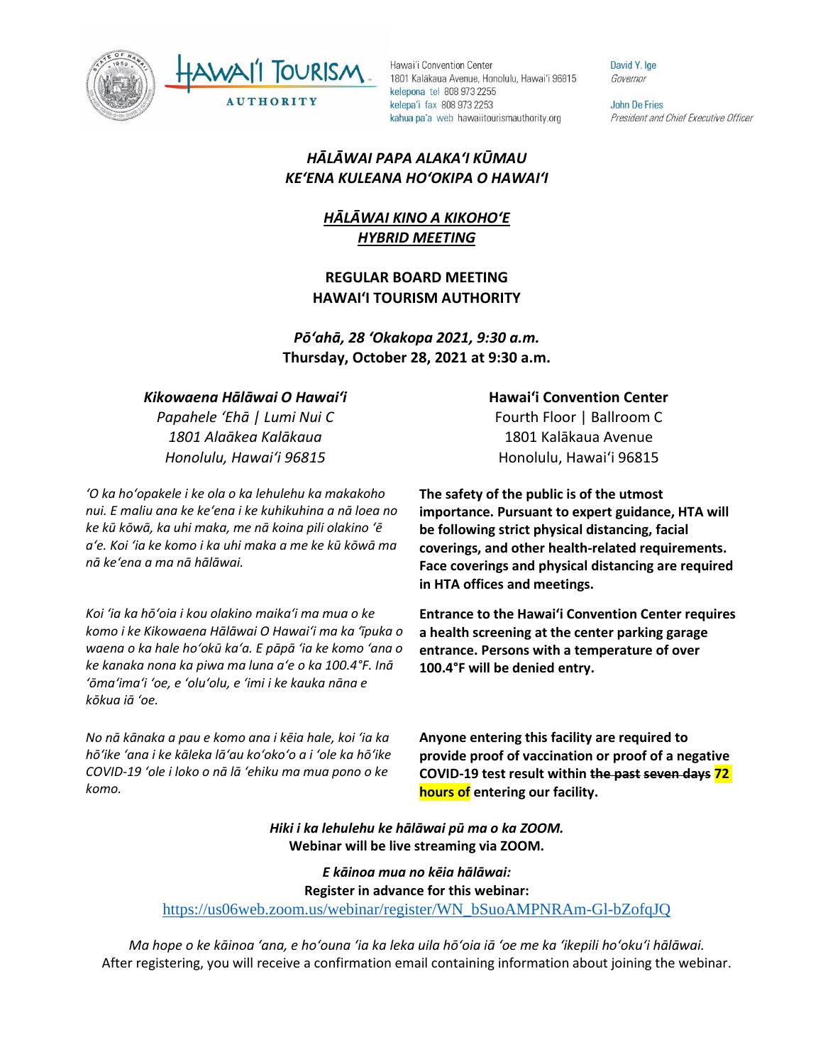Hawai'i Convention Center
1801 Kalākaua Avenue, Honolulu, Hawai'i 96815
kelepona tel 808 973 2255
kelepa'i fax 808 973 2253
kahua pa'a web hawaiitourismauthority.org

David Y. Ige
*Governor*

John De Fries
*President and Chief Executive Officer*

***HĀLĀWAI PAPA ALAKAʻI KŪMAU***
***KEʻENA KULEANA HOʻOKIPA O HAWAIʻI***

***HĀLĀWAI KINO A KIKOHOʻE***
***HYBRID MEETING***

**REGULAR BOARD MEETING**
**HAWAIʻI TOURISM AUTHORITY**

***Pōʻahā, 28 ʻOkakopa 2021, 9:30 a.m.***
**Thursday, October 28, 2021 at 9:30 a.m.**

***Kikowaena Hālāwai O Hawaiʻi***
*Papahele ʻEhā | Lumi Nui C*
*1801 Alaākea Kalākaua*
*Honolulu, Hawaiʻi 96815*

**Hawaiʻi Convention Center**
Fourth Floor | Ballroom C
1801 Kalākaua Avenue
Honolulu, Hawaiʻi 96815

*ʻO ka hoʻopakele i ke ola o ka lehulehu ka makakoho nui. E maliu ana ke keʻena i ke kuhikuhina a nā loea no ke kū kōwā, ka uhi maka, me nā koina pili olakino ʻē aʻe. Koi ʻia ke komo i ka uhi maka a me ke kū kōwā ma nā keʻena a ma nā hālāwai.*

**The safety of the public is of the utmost importance. Pursuant to expert guidance, HTA will be following strict physical distancing, facial coverings, and other health-related requirements. Face coverings and physical distancing are required in HTA offices and meetings.**

*Koi ʻia ka hōʻoia i kou olakino maikaʻi ma mua o ke komo i ke Kikowaena Hālāwai O Hawaiʻi ma ka ʻīpuka o waena o ka hale hoʻokū kaʻa. E pāpā ʻia ke komo ʻana o ke kanaka nona ka piwa ma luna aʻe o ka 100.4°F. Inā ʻōmaʻimaʻi ʻoe, e ʻoluʻolu, e ʻimi i ke kauka nāna e kōkua iā ʻoe.*

**Entrance to the Hawaiʻi Convention Center requires a health screening at the center parking garage entrance. Persons with a temperature of over 100.4°F will be denied entry.**

*No nā kānaka a pau e komo ana i kēia hale, koi ʻia ka hōʻike ʻana i ke kāleka lāʻau koʻokoʻo a i ʻole ka hōʻike COVID-19 ʻole i loko o nā lā ʻehiku ma mua pono o ke komo.*

**Anyone entering this facility are required to provide proof of vaccination or proof of a negative COVID-19 test result within ~~the past seven days~~ 72 hours of entering our facility.**

***Hiki i ka lehulehu ke hālāwai pū ma o ka ZOOM.***
**Webinar will be live streaming via ZOOM.**

***E kāinoa mua no kēia hālāwai:***
**Register in advance for this webinar:**
https://us06web.zoom.us/webinar/register/WN_bSuoAMPNRAm-Gl-bZofqJQ

*Ma hope o ke kāinoa ʻana, e hoʻouna ʻia ka leka uila hōʻoia iā ʻoe me ka ʻikepili hoʻokuʻi hālāwai.*
After registering, you will receive a confirmation email containing information about joining the webinar.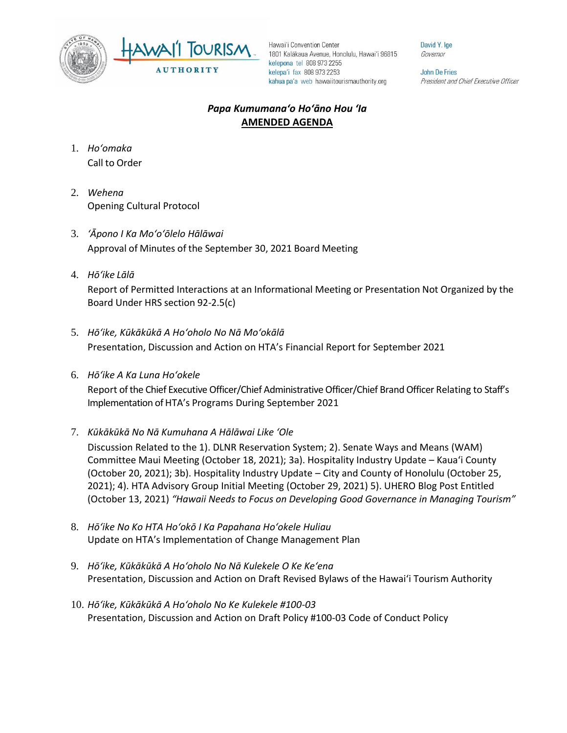Hawaiʻi Convention Center
1801 Kalākaua Avenue, Honolulu, Hawaiʻi 96815
kelepona tel 808 973 2255
kelepaʻi fax 808 973 2253
kahua paʻa web hawaiitourismauthority.org

David Y. Ige
*Governor*

John De Fries
*President and Chief Executive Officer*

***Papa Kumumanaʻo Hoʻāno Hou ʻIa***
**AMENDED AGENDA**

1. *Hoʻomaka*
   Call to Order

2. *Wehena*
   Opening Cultural Protocol

3. *ʻĀpono I Ka Moʻoʻōlelo Hālāwai*
   Approval of Minutes of the September 30, 2021 Board Meeting

4. *Hōʻike Lālā*
   Report of Permitted Interactions at an Informational Meeting or Presentation Not Organized by the Board Under HRS section 92-2.5(c)

5. *Hōʻike, Kūkākūkā A Hoʻoholo No Nā Moʻokālā*
   Presentation, Discussion and Action on HTA's Financial Report for September 2021

6. *Hōʻike A Ka Luna Hoʻokele*
   Report of the Chief Executive Officer/Chief Administrative Officer/Chief Brand Officer Relating to Staff's Implementation of HTA's Programs During September 2021

7. *Kūkākūkā No Nā Kumuhana A Hālāwai Like ʻOle*
   Discussion Related to the 1). DLNR Reservation System; 2). Senate Ways and Means (WAM) Committee Maui Meeting (October 18, 2021); 3a). Hospitality Industry Update – Kauaʻi County (October 20, 2021); 3b). Hospitality Industry Update – City and County of Honolulu (October 25, 2021); 4). HTA Advisory Group Initial Meeting (October 29, 2021) 5). UHERO Blog Post Entitled (October 13, 2021) *"Hawaii Needs to Focus on Developing Good Governance in Managing Tourism"*

8. *Hōʻike No Ko HTA Hoʻokō I Ka Papahana Hoʻokele Huliau*
   Update on HTA's Implementation of Change Management Plan

9. *Hōʻike, Kūkākūkā A Hoʻoholo No Nā Kulekele O Ke Keʻena*
   Presentation, Discussion and Action on Draft Revised Bylaws of the Hawaiʻi Tourism Authority

10. *Hōʻike, Kūkākūkā A Hoʻoholo No Ke Kulekele #100-03*
    Presentation, Discussion and Action on Draft Policy #100-03 Code of Conduct Policy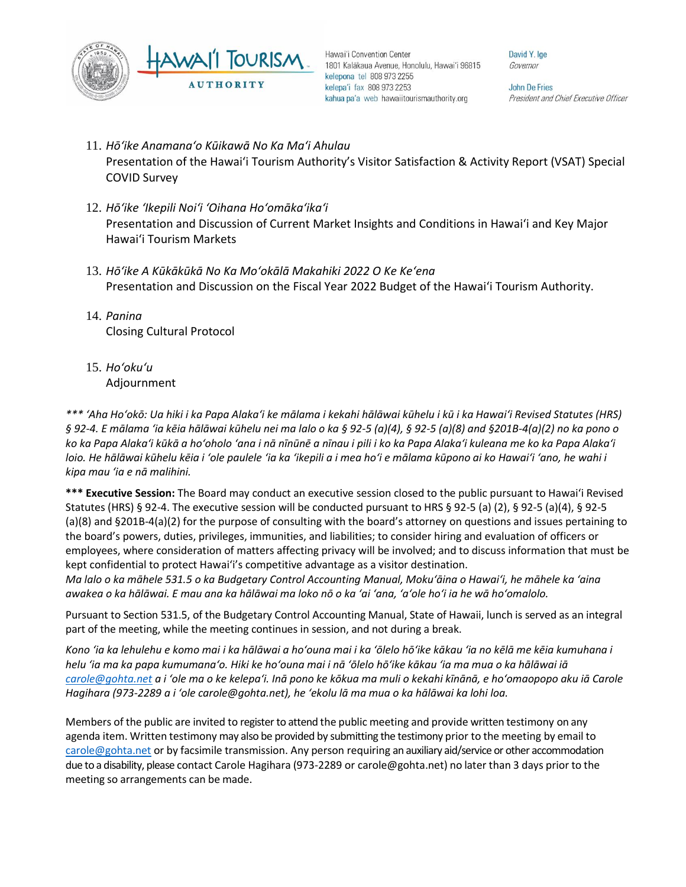11. *Hōʻike Anamanaʻo Kūikawā No Ka Maʻi Ahulau*
    Presentation of the Hawaiʻi Tourism Authority's Visitor Satisfaction & Activity Report (VSAT) Special COVID Survey

12. *Hōʻike ʻIkepili Noiʻi ʻOihana Hoʻomākaʻikaʻi*
    Presentation and Discussion of Current Market Insights and Conditions in Hawaiʻi and Key Major Hawaiʻi Tourism Markets

13. *Hōʻike A Kūkākūkā No Ka Moʻokālā Makahiki 2022 O Ke Keʻena*
    Presentation and Discussion on the Fiscal Year 2022 Budget of the Hawaiʻi Tourism Authority.

14. *Panina*
    Closing Cultural Protocol

15. *Hoʻokuʻu*
    Adjournment

*\*\*\* ʻAha Hoʻokō: Ua hiki i ka Papa Alakaʻi ke mālama i kekahi hālāwai kūhelu i kū i ka Hawaiʻi Revised Statutes (HRS) § 92-4. E mālama ʻia kēia hālāwai kūhelu nei ma lalo o ka § 92-5 (a)(4), § 92-5 (a)(8) and §201B-4(a)(2) no ka pono o ko ka Papa Alakaʻi kūkā a hoʻoholo ʻana i nā nīnūnē a nīnau i pili i ko ka Papa Alakaʻi kuleana me ko ka Papa Alakaʻi loio. He hālāwai kūhelu kēia i ʻole paulele ʻia ka ʻikepili a i mea hoʻi e mālama kūpono ai ko Hawaiʻi ʻano, he wahi i kipa mau ʻia e nā malihini.*

**\*\*\* Executive Session:** The Board may conduct an executive session closed to the public pursuant to Hawaiʻi Revised Statutes (HRS) § 92-4. The executive session will be conducted pursuant to HRS § 92-5 (a) (2), § 92-5 (a)(4), § 92-5 (a)(8) and §201B-4(a)(2) for the purpose of consulting with the board's attorney on questions and issues pertaining to the board's powers, duties, privileges, immunities, and liabilities; to consider hiring and evaluation of officers or employees, where consideration of matters affecting privacy will be involved; and to discuss information that must be kept confidential to protect Hawaiʻi's competitive advantage as a visitor destination.
*Ma lalo o ka māhele 531.5 o ka Budgetary Control Accounting Manual, Mokuʻāina o Hawaiʻi, he māhele ka ʻaina awakea o ka hālāwai. E mau ana ka hālāwai ma loko nō o ka ʻai ʻana, ʻaʻole hoʻi ia he wā hoʻomalolo.*

Pursuant to Section 531.5, of the Budgetary Control Accounting Manual, State of Hawaii, lunch is served as an integral part of the meeting, while the meeting continues in session, and not during a break.

*Kono ʻia ka lehulehu e komo mai i ka hālāwai a hoʻouna mai i ka ʻōlelo hōʻike kākau ʻia no kēlā me kēia kumuhana i helu ʻia ma ka papa kumumanaʻo. Hiki ke hoʻouna mai i nā ʻōlelo hōʻike kākau ʻia ma mua o ka hālāwai iā carole@gohta.net a i ʻole ma o ke kelepaʻi. Inā pono ke kōkua ma muli o kekahi kīnānā, e hoʻomaopopo aku iā Carole Hagihara (973-2289 a i ʻole carole@gohta.net), he ʻekolu lā ma mua o ka hālāwai ka lohi loa.*

Members of the public are invited to register to attend the public meeting and provide written testimony on any agenda item. Written testimony may also be provided by submitting the testimony prior to the meeting by email to carole@gohta.net or by facsimile transmission. Any person requiring an auxiliary aid/service or other accommodation due to a disability, please contact Carole Hagihara (973-2289 or carole@gohta.net) no later than 3 days prior to the meeting so arrangements can be made.